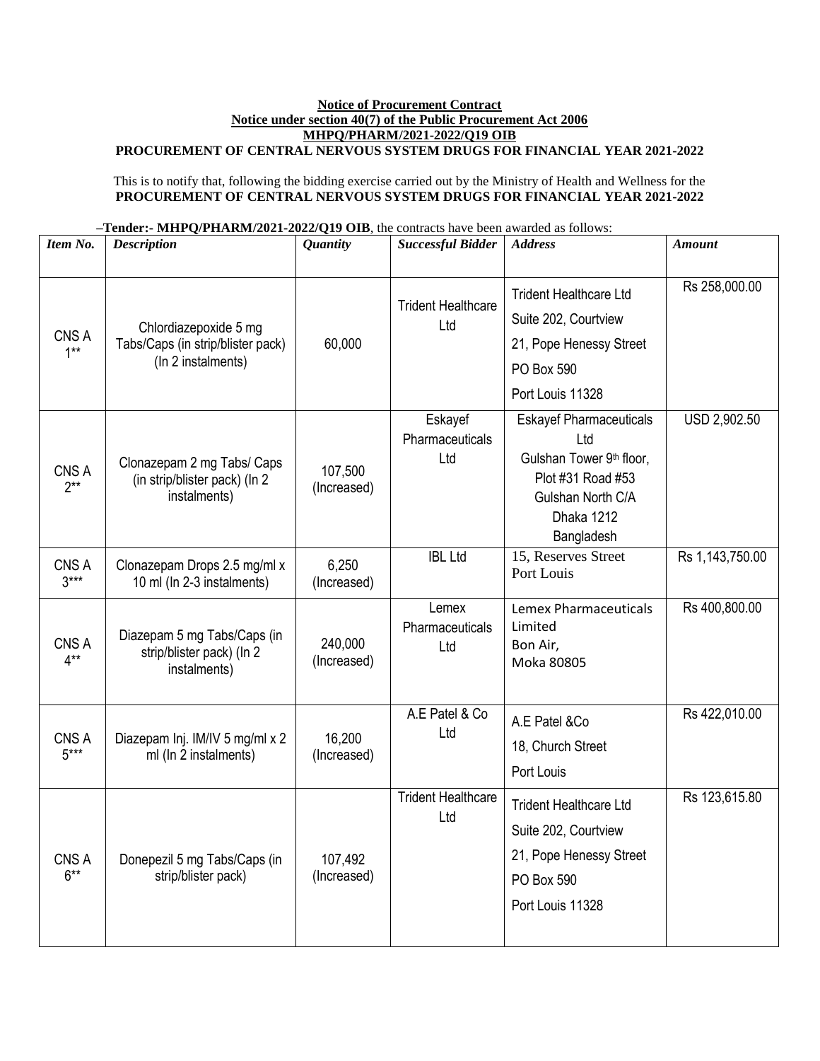**Notice of Procurement Contract**

**Notice under section 40(7) of the Public Procurement Act 2006**

**MHPQ/PHARM/2021-2022/Q19 OIB**

**PROCUREMENT OF CENTRAL NERVOUS SYSTEM DRUGS FOR FINANCIAL YEAR 2021-2022**

This is to notify that, following the bidding exercise carried out by the Ministry of Health and Wellness for the **PROCUREMENT OF CENTRAL NERVOUS SYSTEM DRUGS FOR FINANCIAL YEAR 2021-2022**

**–Tender:- MHPQ/PHARM/2021-2022/Q19 OIB**, the contracts have been awarded as follows:

| *Item No.* | *Description* | *Quantity* | *Successful Bidder* | *Address* | *Amount* |
|---|---|---|---|---|---|
| CNS A 1** | Chlordiazepoxide 5 mg Tabs/Caps (in strip/blister pack) (In 2 instalments) | 60,000 | Trident Healthcare Ltd | Trident Healthcare Ltd<br>Suite 202, Courtview<br>21, Pope Henessy Street<br>PO Box 590<br>Port Louis 11328 | Rs 258,000.00 |
| CNS A 2** | Clonazepam 2 mg Tabs/ Caps (in strip/blister pack) (In 2 instalments) | 107,500 (Increased) | Eskayef Pharmaceuticals Ltd | Eskayef Pharmaceuticals Ltd<br>Gulshan Tower 9th floor,<br>Plot #31 Road #53<br>Gulshan North C/A<br>Dhaka 1212<br>Bangladesh | USD 2,902.50 |
| CNS A 3*** | Clonazepam Drops 2.5 mg/ml x 10 ml (In 2-3 instalments) | 6,250 (Increased) | IBL Ltd | 15, Reserves Street<br>Port Louis | Rs 1,143,750.00 |
| CNS A 4** | Diazepam 5 mg Tabs/Caps (in strip/blister pack) (In 2 instalments) | 240,000 (Increased) | Lemex Pharmaceuticals Ltd | Lemex Pharmaceuticals Limited<br>Bon Air,<br>Moka 80805 | Rs 400,800.00 |
| CNS A 5*** | Diazepam Inj. IM/IV 5 mg/ml x 2 ml (In 2 instalments) | 16,200 (Increased) | A.E Patel & Co Ltd | A.E Patel &Co<br>18, Church Street<br>Port Louis | Rs 422,010.00 |
| CNS A 6** | Donepezil 5 mg Tabs/Caps (in strip/blister pack) | 107,492 (Increased) | Trident Healthcare Ltd | Trident Healthcare Ltd<br>Suite 202, Courtview<br>21, Pope Henessy Street<br>PO Box 590<br>Port Louis 11328 | Rs 123,615.80 |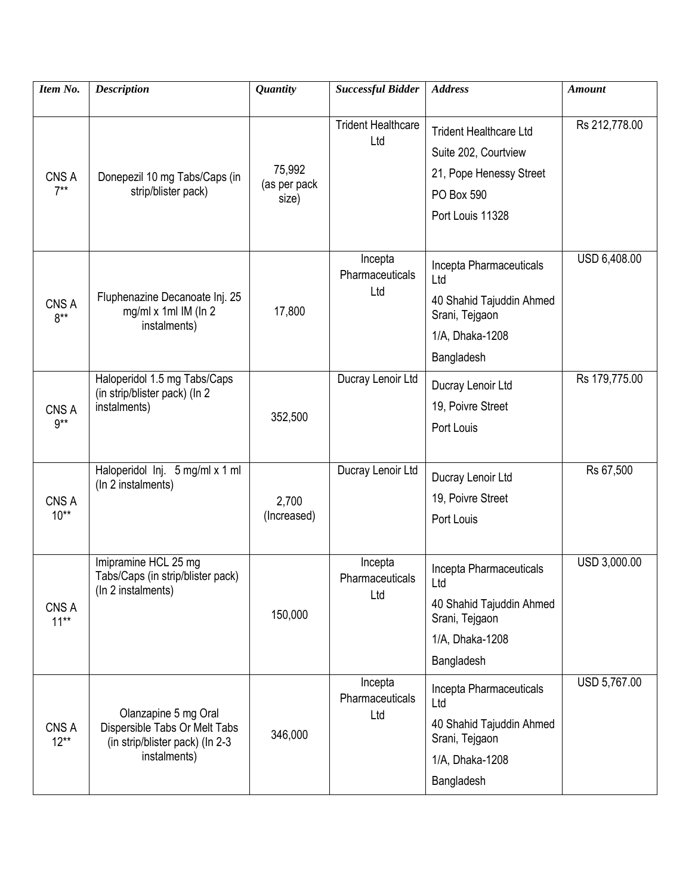| *Item No.* | *Description* | *Quantity* | *Successful Bidder* | *Address* | *Amount* |
|---|---|---|---|---|---|
| CNS A 7** | Donepezil 10 mg Tabs/Caps (in strip/blister pack) | 75,992 (as per pack size) | Trident Healthcare Ltd | Trident Healthcare Ltd<br>Suite 202, Courtview<br>21, Pope Henessy Street<br>PO Box 590<br>Port Louis 11328 | Rs 212,778.00 |
| CNS A 8** | Fluphenazine Decanoate Inj. 25 mg/ml x 1ml IM (In 2 instalments) | 17,800 | Incepta Pharmaceuticals Ltd | Incepta Pharmaceuticals Ltd<br>40 Shahid Tajuddin Ahmed Srani, Tejgaon<br>1/A, Dhaka-1208<br>Bangladesh | USD 6,408.00 |
| CNS A 9** | Haloperidol 1.5 mg Tabs/Caps (in strip/blister pack) (In 2 instalments) | 352,500 | Ducray Lenoir Ltd | Ducray Lenoir Ltd<br>19, Poivre Street<br>Port Louis | Rs 179,775.00 |
| CNS A 10** | Haloperidol Inj. 5 mg/ml x 1 ml (In 2 instalments) | 2,700 (Increased) | Ducray Lenoir Ltd | Ducray Lenoir Ltd<br>19, Poivre Street<br>Port Louis | Rs 67,500 |
| CNS A 11** | Imipramine HCL 25 mg Tabs/Caps (in strip/blister pack) (In 2 instalments) | 150,000 | Incepta Pharmaceuticals Ltd | Incepta Pharmaceuticals Ltd<br>40 Shahid Tajuddin Ahmed Srani, Tejgaon<br>1/A, Dhaka-1208<br>Bangladesh | USD 3,000.00 |
| CNS A 12** | Olanzapine 5 mg Oral Dispersible Tabs Or Melt Tabs (in strip/blister pack) (In 2-3 instalments) | 346,000 | Incepta Pharmaceuticals Ltd | Incepta Pharmaceuticals Ltd<br>40 Shahid Tajuddin Ahmed Srani, Tejgaon<br>1/A, Dhaka-1208<br>Bangladesh | USD 5,767.00 |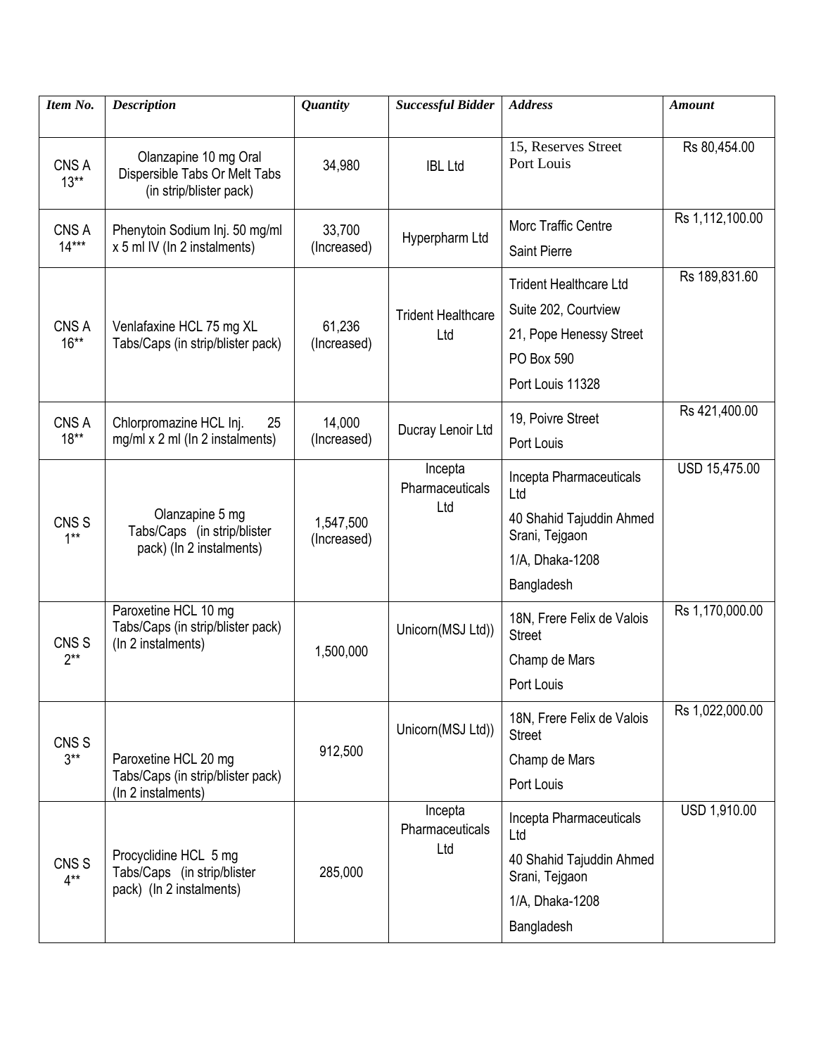| *Item No.* | *Description* | *Quantity* | *Successful Bidder* | *Address* | *Amount* |
|---|---|---|---|---|---|
| CNS A 13** | Olanzapine 10 mg Oral Dispersible Tabs Or Melt Tabs (in strip/blister pack) | 34,980 | IBL Ltd | 15, Reserves Street Port Louis | Rs 80,454.00 |
| CNS A 14*** | Phenytoin Sodium Inj. 50 mg/ml x 5 ml IV (In 2 instalments) | 33,700 (Increased) | Hyperpharm Ltd | Morc Traffic Centre Saint Pierre | Rs 1,112,100.00 |
| CNS A 16** | Venlafaxine HCL 75 mg XL Tabs/Caps (in strip/blister pack) | 61,236 (Increased) | Trident Healthcare Ltd | Trident Healthcare Ltd Suite 202, Courtview 21, Pope Henessy Street PO Box 590 Port Louis 11328 | Rs 189,831.60 |
| CNS A 18** | Chlorpromazine HCL Inj. 25 mg/ml x 2 ml (In 2 instalments) | 14,000 (Increased) | Ducray Lenoir Ltd | 19, Poivre Street Port Louis | Rs 421,400.00 |
| CNS S 1** | Olanzapine 5 mg Tabs/Caps (in strip/blister pack) (In 2 instalments) | 1,547,500 (Increased) | Incepta Pharmaceuticals Ltd | Incepta Pharmaceuticals Ltd 40 Shahid Tajuddin Ahmed Srani, Tejgaon 1/A, Dhaka-1208 Bangladesh | USD 15,475.00 |
| CNS S 2** | Paroxetine HCL 10 mg Tabs/Caps (in strip/blister pack) (In 2 instalments) | 1,500,000 | Unicorn(MSJ Ltd)) | 18N, Frere Felix de Valois Street Champ de Mars Port Louis | Rs 1,170,000.00 |
| CNS S 3** | Paroxetine HCL 20 mg Tabs/Caps (in strip/blister pack) (In 2 instalments) | 912,500 | Unicorn(MSJ Ltd)) | 18N, Frere Felix de Valois Street Champ de Mars Port Louis | Rs 1,022,000.00 |
| CNS S 4** | Procyclidine HCL 5 mg Tabs/Caps (in strip/blister pack) (In 2 instalments) | 285,000 | Incepta Pharmaceuticals Ltd | Incepta Pharmaceuticals Ltd 40 Shahid Tajuddin Ahmed Srani, Tejgaon 1/A, Dhaka-1208 Bangladesh | USD 1,910.00 |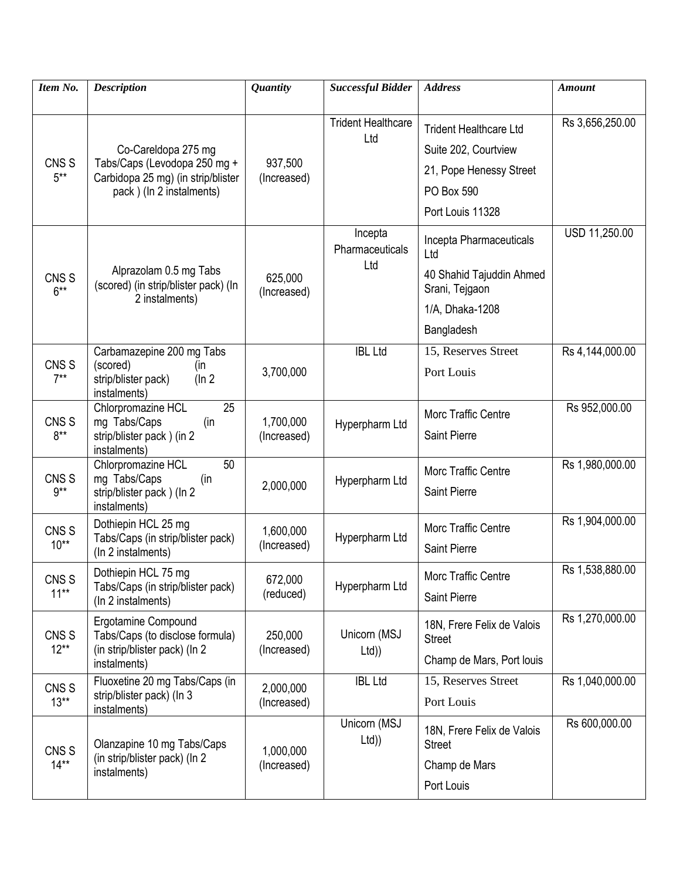| *Item No.* | *Description* | *Quantity* | *Successful Bidder* | *Address* | *Amount* |
|---|---|---|---|---|---|
| CNS S 5** | Co-Careldopa 275 mg Tabs/Caps (Levodopa 250 mg + Carbidopa 25 mg) (in strip/blister pack ) (In 2 instalments) | 937,500 (Increased) | Trident Healthcare Ltd | Trident Healthcare Ltd<br>Suite 202, Courtview<br>21, Pope Henessy Street<br>PO Box 590<br>Port Louis 11328 | Rs 3,656,250.00 |
| CNS S 6** | Alprazolam 0.5 mg Tabs (scored) (in strip/blister pack) (In 2 instalments) | 625,000 (Increased) | Incepta Pharmaceuticals Ltd | Incepta Pharmaceuticals Ltd<br>40 Shahid Tajuddin Ahmed Srani, Tejgaon<br>1/A, Dhaka-1208<br>Bangladesh | USD 11,250.00 |
| CNS S 7** | Carbamazepine 200 mg Tabs (scored) (in strip/blister pack) (In 2 instalments) | 3,700,000 | IBL Ltd | 15, Reserves Street<br>Port Louis | Rs 4,144,000.00 |
| CNS S 8** | Chlorpromazine HCL 25 mg Tabs/Caps (in strip/blister pack ) (in 2 instalments) | 1,700,000 (Increased) | Hyperpharm Ltd | Morc Traffic Centre<br>Saint Pierre | Rs 952,000.00 |
| CNS S 9** | Chlorpromazine HCL 50 mg Tabs/Caps (in strip/blister pack ) (In 2 instalments) | 2,000,000 | Hyperpharm Ltd | Morc Traffic Centre<br>Saint Pierre | Rs 1,980,000.00 |
| CNS S 10** | Dothiepin HCL 25 mg Tabs/Caps (in strip/blister pack) (In 2 instalments) | 1,600,000 (Increased) | Hyperpharm Ltd | Morc Traffic Centre<br>Saint Pierre | Rs 1,904,000.00 |
| CNS S 11** | Dothiepin HCL 75 mg Tabs/Caps (in strip/blister pack) (In 2 instalments) | 672,000 (reduced) | Hyperpharm Ltd | Morc Traffic Centre<br>Saint Pierre | Rs 1,538,880.00 |
| CNS S 12** | Ergotamine Compound Tabs/Caps (to disclose formula) (in strip/blister pack) (In 2 instalments) | 250,000 (Increased) | Unicorn (MSJ Ltd)) | 18N, Frere Felix de Valois Street<br>Champ de Mars, Port louis | Rs 1,270,000.00 |
| CNS S 13** | Fluoxetine 20 mg Tabs/Caps (in strip/blister pack) (In 3 instalments) | 2,000,000 (Increased) | IBL Ltd | 15, Reserves Street<br>Port Louis | Rs 1,040,000.00 |
| CNS S 14** | Olanzapine 10 mg Tabs/Caps (in strip/blister pack) (In 2 instalments) | 1,000,000 (Increased) | Unicorn (MSJ Ltd)) | 18N, Frere Felix de Valois Street<br>Champ de Mars<br>Port Louis | Rs 600,000.00 |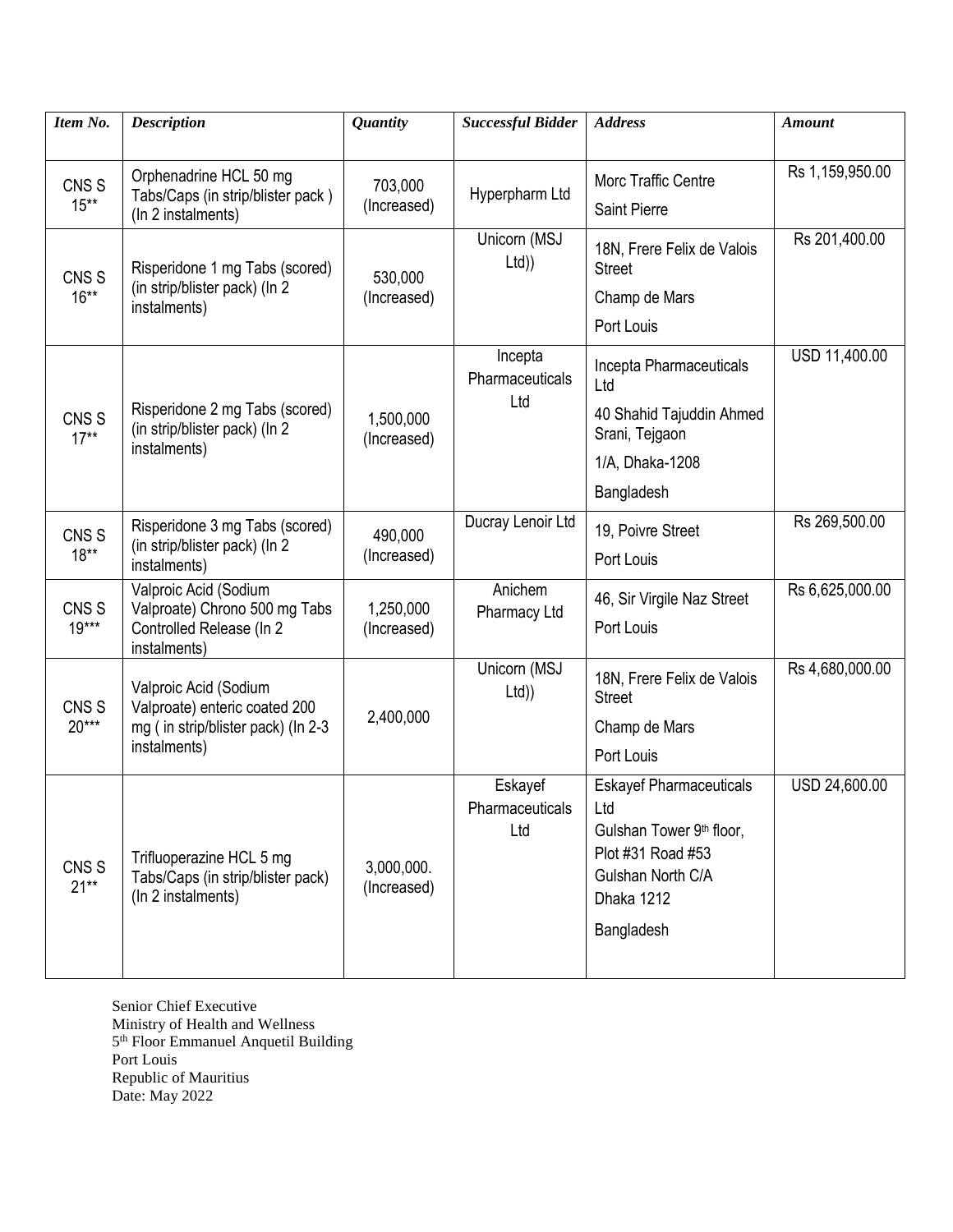| *Item No.* | *Description* | *Quantity* | *Successful Bidder* | *Address* | *Amount* |
|---|---|---|---|---|---|
| CNS S 15** | Orphenadrine HCL 50 mg Tabs/Caps (in strip/blister pack ) (In 2 instalments) | 703,000 (Increased) | Hyperpharm Ltd | Morc Traffic Centre Saint Pierre | Rs 1,159,950.00 |
| CNS S 16** | Risperidone 1 mg Tabs (scored) (in strip/blister pack) (In 2 instalments) | 530,000 (Increased) | Unicorn (MSJ Ltd)) | 18N, Frere Felix de Valois Street Champ de Mars Port Louis | Rs 201,400.00 |
| CNS S 17** | Risperidone 2 mg Tabs (scored) (in strip/blister pack) (In 2 instalments) | 1,500,000 (Increased) | Incepta Pharmaceuticals Ltd | Incepta Pharmaceuticals Ltd 40 Shahid Tajuddin Ahmed Srani, Tejgaon 1/A, Dhaka-1208 Bangladesh | USD 11,400.00 |
| CNS S 18** | Risperidone 3 mg Tabs (scored) (in strip/blister pack) (In 2 instalments) | 490,000 (Increased) | Ducray Lenoir Ltd | 19, Poivre Street Port Louis | Rs 269,500.00 |
| CNS S 19*** | Valproic Acid (Sodium Valproate) Chrono 500 mg Tabs Controlled Release (In 2 instalments) | 1,250,000 (Increased) | Anichem Pharmacy Ltd | 46, Sir Virgile Naz Street Port Louis | Rs 6,625,000.00 |
| CNS S 20*** | Valproic Acid (Sodium Valproate) enteric coated 200 mg ( in strip/blister pack) (In 2-3 instalments) | 2,400,000 | Unicorn (MSJ Ltd)) | 18N, Frere Felix de Valois Street Champ de Mars Port Louis | Rs 4,680,000.00 |
| CNS S 21** | Trifluoperazine HCL 5 mg Tabs/Caps (in strip/blister pack) (In 2 instalments) | 3,000,000. (Increased) | Eskayef Pharmaceuticals Ltd | Eskayef Pharmaceuticals Ltd Gulshan Tower 9th floor, Plot #31 Road #53 Gulshan North C/A Dhaka 1212 Bangladesh | USD 24,600.00 |

Senior Chief Executive
Ministry of Health and Wellness
5th Floor Emmanuel Anquetil Building
Port Louis
Republic of Mauritius
Date: May 2022